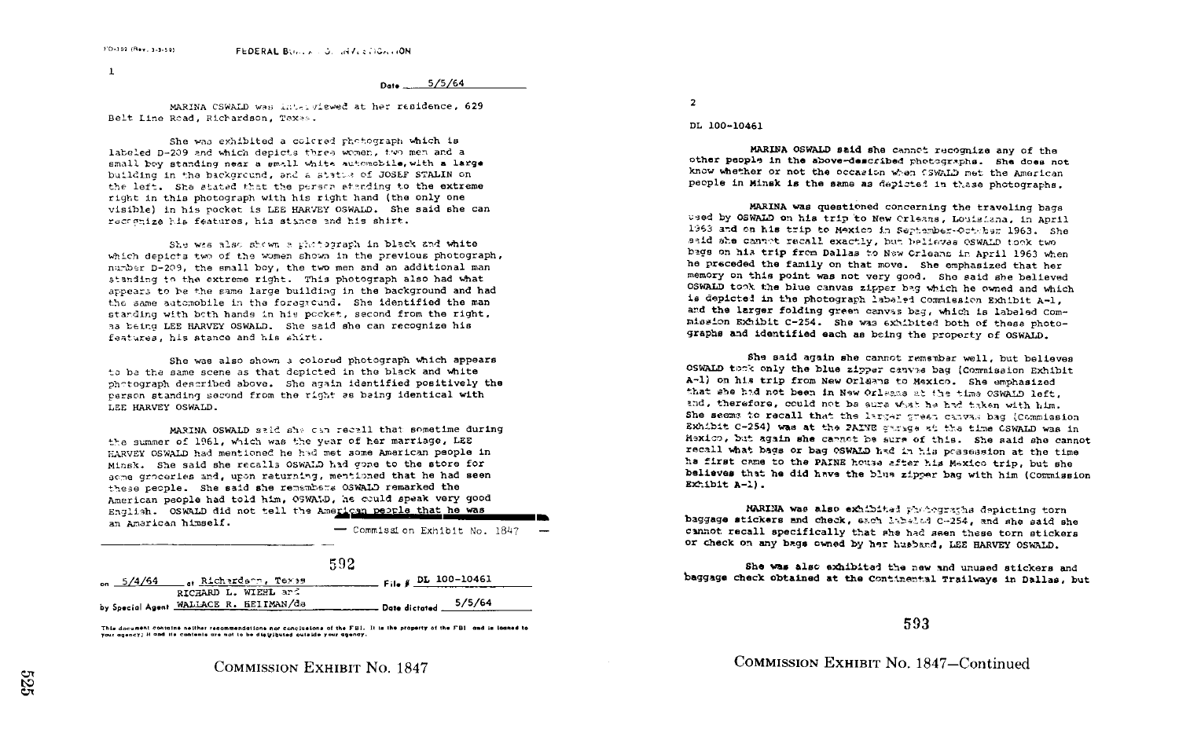FD-302 (Rev. 3-3-59)

FEDERAL BUREAU OF INVESTIGATION

1

Date 5/5/64

MARINA OSWALD was interviewed at her residence, 629 Belt Line Road, Richardson, Texas.

She was exhibited a colored photograph which is labeled D-209 and which depicts three women, two men and a small boy standing near a small white automobile, with a large building in the background, and a statue of JOSEF STALIN on the left. She stated that the person standing to the extreme right in this photograph with his right hand (the only one visible) in his pocket is LEE HARVEY OSWALD. She said she can recognize his features, his stance and his shirt.

She was also shown a photograph in black and white which depicts two of the women shown in the previous photograph, number D-209, the small boy, the two men and an additional man standing to the extreme right. This photograph also had what appears to be the same large building in the background and had the same automobile in the foreground. She identified the man standing with both hands in his pocket, second from the right, as being LEE HARVEY OSWALD. She said she can recognize his features, his stance and his shirt.

She was also shown a colored photograph which appears to be the same scene as that depicted in the black and white photograph described above. She again identified positively the person standing second from the right as being identical with LEE HARVEY OSWALD.

MARINA OSWALD said she can recall that sometime during the summer of 1961, which was the year of her marriage, LEE HARVEY OSWALD had mentioned he had met some American people in Minsk. She said she recalls OSWALD had gone to the store for some groceries and, upon returning, mentioned that he had seen these people. She said she remembers OSWALD remarked the American people had told him, OSWALD, he could speak very good English. OSWALD did not tell the American people that he was an American himself.

— Commission Exhibit No. 1847 —

592

on 5/4/64 at Richardson, Texas File # DL 100-10461

by Special Agent RICHARD L. WIEHL and WALLACE R. HEITMAN/da Date dictated 5/5/64

This document contains neither recommendations nor conclusions of the FBI. It is the property of the FBI and is loaned to your agency; it and its contents are not to be distributed outside your agency.

COMMISSION EXHIBIT No. 1847

2

DL 100-10461

MARINA OSWALD said she cannot recognize any of the other people in the above-described photographs. She does not know whether or not the occasion when OSWALD met the American people in Minsk is the same as depicted in these photographs.

MARINA was questioned concerning the traveling bags used by OSWALD on his trip to New Orleans, Louisiana, in April 1963 and on his trip to Mexico in September-October 1963. She said she cannot recall exactly, but believes OSWALD took two bags on his trip from Dallas to New Orleans in April 1963 when he preceded the family on that move. She emphasized that her memory on this point was not very good. She said she believed OSWALD took the blue canvas zipper bag which he owned and which is depicted in the photograph labeled Commission Exhibit A-1, and the larger folding green canvas bag, which is labeled Commission Exhibit C-254. She was exhibited both of these photographs and identified each as being the property of OSWALD.

She said again she cannot remember well, but believes OSWALD took only the blue zipper canvas bag (Commission Exhibit A-1) on his trip from New Orleans to Mexico. She emphasized that she had not been in New Orleans at the time OSWALD left, and, therefore, could not be sure what he had taken with him. She seems to recall that the larger green canvas bag (Commission Exhibit C-254) was at the PAINE garage at the time OSWALD was in Mexico, but again she cannot be sure of this. She said she cannot recall what bags or bag OSWALD had in his possession at the time he first came to the PAINE house after his Mexico trip, but she believes that he did have the blue zipper bag with him (Commission Exhibit A-1).

MARINA was also exhibited photographs depicting torn baggage stickers and check, each labeled C-254, and she said she cannot recall specifically that she had seen these torn stickers or check on any bags owned by her husband, LEE HARVEY OSWALD.

She was also exhibited the new and unused stickers and baggage check obtained at the Continental Trailways in Dallas, but

593

COMMISSION EXHIBIT No. 1847—Continued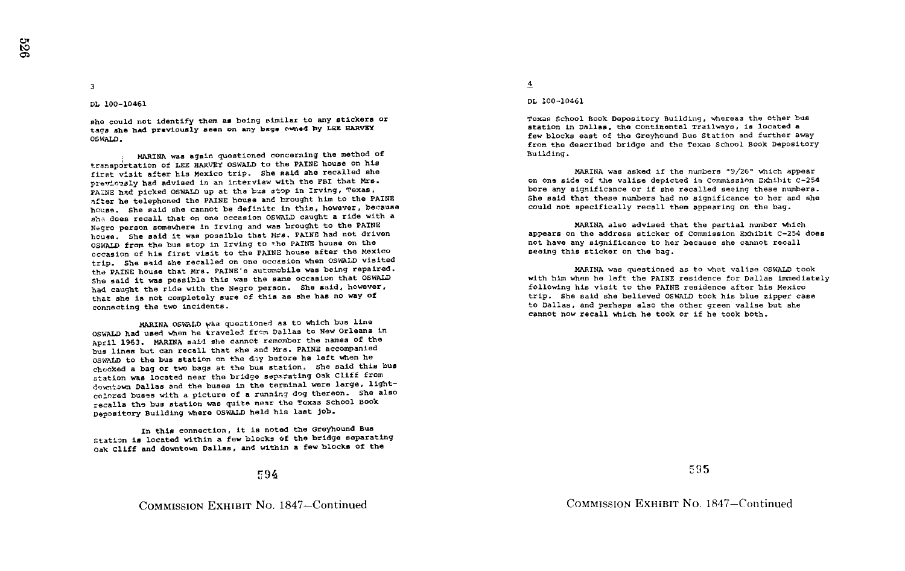DL 100-10461

she could not identify them as being similar to any stickers or tags she had previously seen on any bags owned by LEE HARVEY OSWALD.

MARINA was again questioned concerning the method of transportation of LEE HARVEY OSWALD to the PAINE house on his first visit after his Mexico trip. She said she recalled she previously had advised in an interview with the FBI that Mrs. PAINE had picked OSWALD up at the bus stop in Irving, Texas, after he telephoned the PAINE house and brought him to the PAINE house. She said she cannot be definite in this, however, because she does recall that on one occasion OSWALD caught a ride with a Negro person somewhere in Irving and was brought to the PAINE house. She said it was possible that Mrs. PAINE had not driven OSWALD from the bus stop in Irving to the PAINE house on the occasion of his first visit to the PAINE house after the Mexico trip. She said she recalled on one occasion when OSWALD visited the PAINE house that Mrs. PAINE's automobile was being repaired. She said it was possible this was the same occasion that OSWALD had caught the ride with the Negro person. She said, however, that she is not completely sure of this as she has no way of connecting the two incidents.

MARINA OSWALD was questioned as to which bus line OSWALD had used when he traveled from Dallas to New Orleans in April 1963. MARINA said she cannot remember the names of the bus lines but can recall that she and Mrs. PAINE accompanied OSWALD to the bus station on the day before he left when he checked a bag or two bags at the bus station. She said this bus station was located near the bridge separating Oak Cliff from downtown Dallas and the buses in the terminal were large, light-colored buses with a picture of a running dog thereon. She also recalls the bus station was quite near the Texas School Book Depository Building where OSWALD held his last job.

In this connection, it is noted the Greyhound Bus Station is located within a few blocks of the bridge separating Oak Cliff and downtown Dallas, and within a few blocks of the

COMMISSION EXHIBIT No. 1847—Continued

DL 100-10461

Texas School Book Depository Building, whereas the other bus station in Dallas, the Continental Trailways, is located a few blocks east of the Greyhound Bus Station and further away from the described bridge and the Texas School Book Depository Building.

MARINA was asked if the numbers "9/26" which appear on one side of the valise depicted in Commission Exhibit C-254 bore any significance or if she recalled seeing these numbers. She said that these numbers had no significance to her and she could not specifically recall them appearing on the bag.

MARINA also advised that the partial number which appears on the address sticker of Commission Exhibit C-254 does not have any significance to her because she cannot recall seeing this sticker on the bag.

MARINA was questioned as to what valise OSWALD took with him when he left the PAINE residence for Dallas immediately following his visit to the PAINE residence after his Mexico trip. She said she believed OSWALD took his blue zipper case to Dallas, and perhaps also the other green valise but she cannot now recall which he took or if he took both.

COMMISSION EXHIBIT No. 1847—Continued